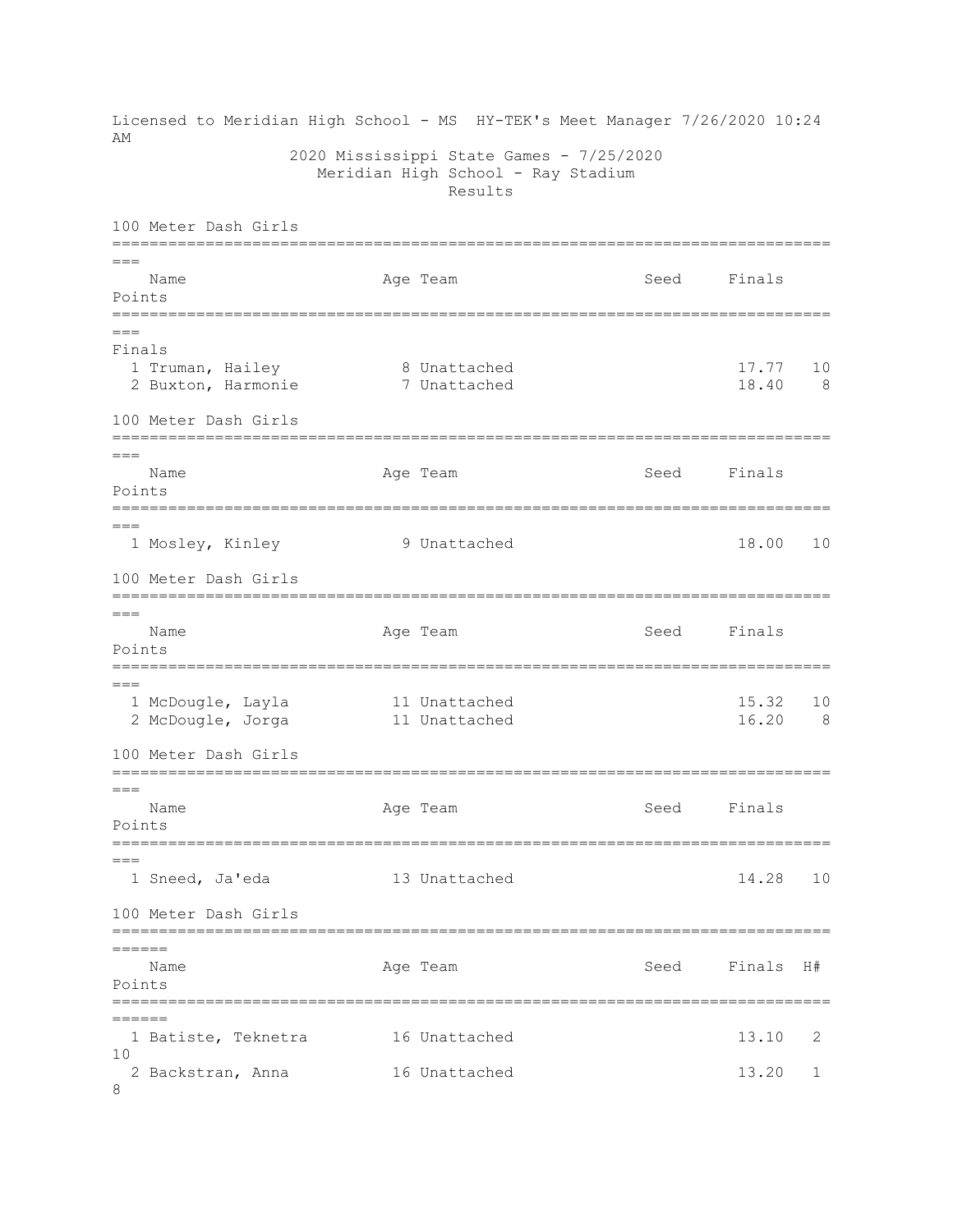Licensed to Meridian High School - MS HY-TEK's Meet Manager 7/26/2020 10:24 AM

2020 Mississippi State Games - 7/25/2020

Meridian High School - Ray Stadium

Results

## 100 Meter Dash Girls

| | Name | Age | Team | Seed | Finals | Points |
|---|---|---|---|---|---|---|
| **Finals** | | | | | | |
| 1 | Truman, Hailey | 8 | Unattached | | 17.77 | 10 |
| 2 | Buxton, Harmonie | 7 | Unattached | | 18.40 | 8 |

## 100 Meter Dash Girls

| | Name | Age | Team | Seed | Finals | Points |
|---|---|---|---|---|---|---|
| 1 | Mosley, Kinley | 9 | Unattached | | 18.00 | 10 |

## 100 Meter Dash Girls

| | Name | Age | Team | Seed | Finals | Points |
|---|---|---|---|---|---|---|
| 1 | McDougle, Layla | 11 | Unattached | | 15.32 | 10 |
| 2 | McDougle, Jorga | 11 | Unattached | | 16.20 | 8 |

## 100 Meter Dash Girls

| | Name | Age | Team | Seed | Finals | Points |
|---|---|---|---|---|---|---|
| 1 | Sneed, Ja'eda | 13 | Unattached | | 14.28 | 10 |

## 100 Meter Dash Girls

| | Name | Age | Team | Seed | Finals | H# | Points |
|---|---|---|---|---|---|---|---|
| 1 | Batiste, Teknetra | 16 | Unattached | | 13.10 | 2 | 10 |
| 2 | Backstran, Anna | 16 | Unattached | | 13.20 | 1 | 8 |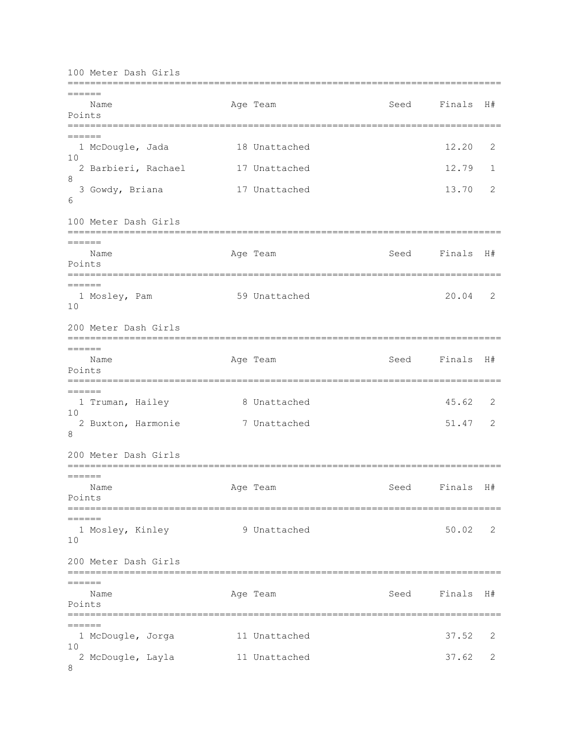## 100 Meter Dash Girls

| Place | Name | Age | Team | Seed | Finals | H# | Points |
|---|---|---|---|---|---|---|---|
| 1 | McDougle, Jada | 18 | Unattached | | 12.20 | 2 | 10 |
| 2 | Barbieri, Rachael | 17 | Unattached | | 12.79 | 1 | 8 |
| 3 | Gowdy, Briana | 17 | Unattached | | 13.70 | 2 | 6 |

## 100 Meter Dash Girls

| Place | Name | Age | Team | Seed | Finals | H# | Points |
|---|---|---|---|---|---|---|---|
| 1 | Mosley, Pam | 59 | Unattached | | 20.04 | 2 | 10 |

## 200 Meter Dash Girls

| Place | Name | Age | Team | Seed | Finals | H# | Points |
|---|---|---|---|---|---|---|---|
| 1 | Truman, Hailey | 8 | Unattached | | 45.62 | 2 | 10 |
| 2 | Buxton, Harmonie | 7 | Unattached | | 51.47 | 2 | 8 |

## 200 Meter Dash Girls

| Place | Name | Age | Team | Seed | Finals | H# | Points |
|---|---|---|---|---|---|---|---|
| 1 | Mosley, Kinley | 9 | Unattached | | 50.02 | 2 | 10 |

## 200 Meter Dash Girls

| Place | Name | Age | Team | Seed | Finals | H# | Points |
|---|---|---|---|---|---|---|---|
| 1 | McDougle, Jorga | 11 | Unattached | | 37.52 | 2 | 10 |
| 2 | McDougle, Layla | 11 | Unattached | | 37.62 | 2 | 8 |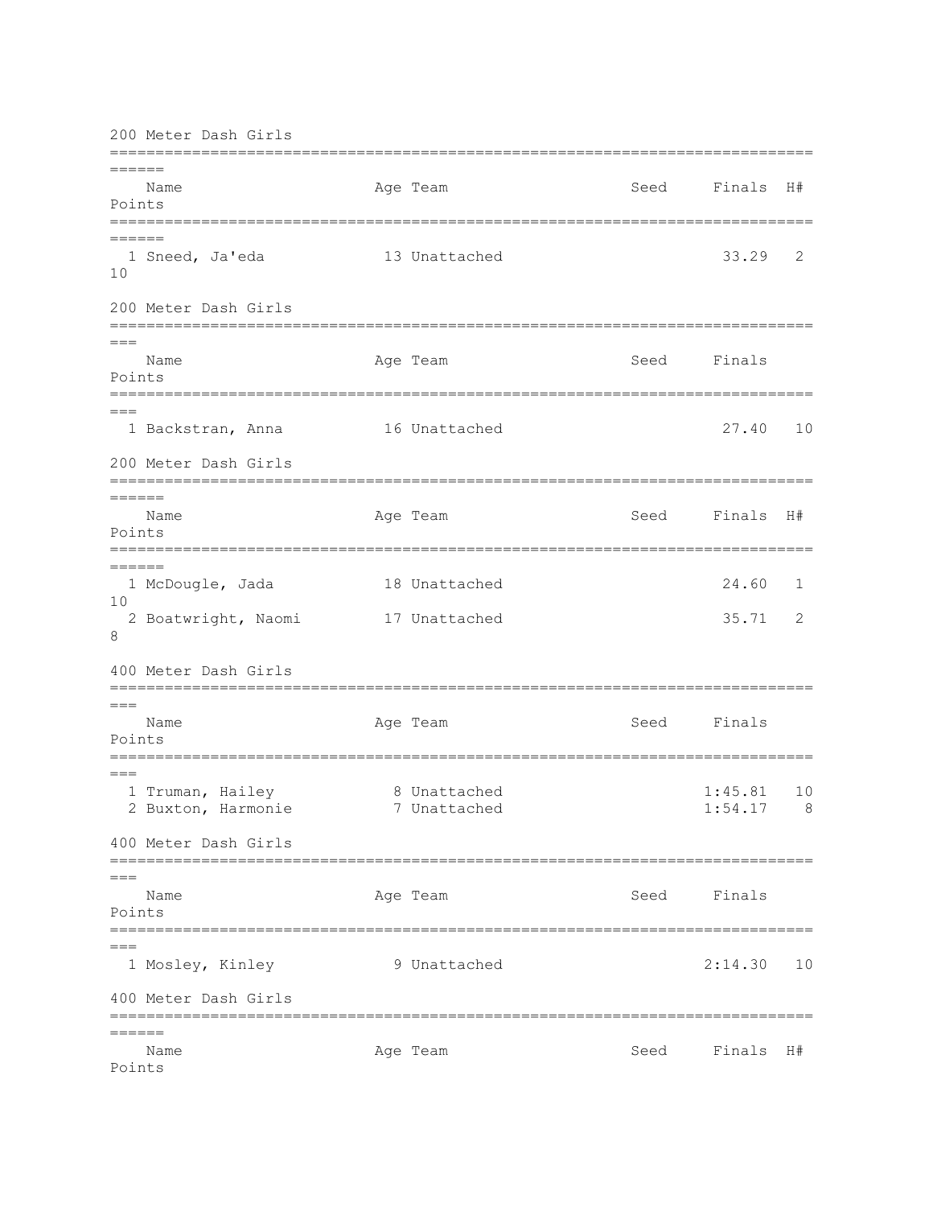### 200 Meter Dash Girls

| | Name | Age | Team | Seed | Finals | H# | Points |
|---|---|---|---|---|---|---|---|
| 1 | Sneed, Ja'eda | 13 | Unattached | | 33.29 | 2 | 10 |

### 200 Meter Dash Girls

| | Name | Age | Team | Seed | Finals | Points |
|---|---|---|---|---|---|---|
| 1 | Backstran, Anna | 16 | Unattached | | 27.40 | 10 |

### 200 Meter Dash Girls

| | Name | Age | Team | Seed | Finals | H# | Points |
|---|---|---|---|---|---|---|---|
| 1 | McDougle, Jada | 18 | Unattached | | 24.60 | 1 | 10 |
| 2 | Boatwright, Naomi | 17 | Unattached | | 35.71 | 2 | 8 |

### 400 Meter Dash Girls

| | Name | Age | Team | Seed | Finals | Points |
|---|---|---|---|---|---|---|
| 1 | Truman, Hailey | 8 | Unattached | | 1:45.81 | 10 |
| 2 | Buxton, Harmonie | 7 | Unattached | | 1:54.17 | 8 |

### 400 Meter Dash Girls

| | Name | Age | Team | Seed | Finals | Points |
|---|---|---|---|---|---|---|
| 1 | Mosley, Kinley | 9 | Unattached | | 2:14.30 | 10 |

### 400 Meter Dash Girls

| | Name | Age | Team | Seed | Finals | H# | Points |
|---|---|---|---|---|---|---|---|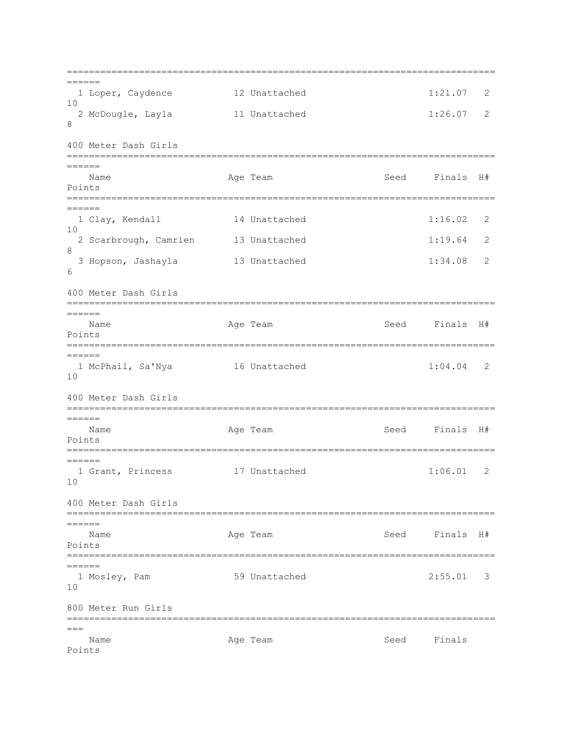| | Name | Age | Team | Seed | Finals | H# | Points |
|---|---|---|---|---|---|---|---|
| 1 | Loper, Caydence | 12 | Unattached | | 1:21.07 | 2 | 10 |
| 2 | McDougle, Layla | 11 | Unattached | | 1:26.07 | 2 | 8 |

### 400 Meter Dash Girls

| | Name | Age | Team | Seed | Finals | H# | Points |
|---|---|---|---|---|---|---|---|
| 1 | Clay, Kendall | 14 | Unattached | | 1:16.02 | 2 | 10 |
| 2 | Scarbrough, Camrien | 13 | Unattached | | 1:19.64 | 2 | 8 |
| 3 | Hopson, Jashayla | 13 | Unattached | | 1:34.08 | 2 | 6 |

### 400 Meter Dash Girls

| | Name | Age | Team | Seed | Finals | H# | Points |
|---|---|---|---|---|---|---|---|
| 1 | McPhail, Sa'Nya | 16 | Unattached | | 1:04.04 | 2 | 10 |

### 400 Meter Dash Girls

| | Name | Age | Team | Seed | Finals | H# | Points |
|---|---|---|---|---|---|---|---|
| 1 | Grant, Princess | 17 | Unattached | | 1:06.01 | 2 | 10 |

### 400 Meter Dash Girls

| | Name | Age | Team | Seed | Finals | H# | Points |
|---|---|---|---|---|---|---|---|
| 1 | Mosley, Pam | 59 | Unattached | | 2:55.01 | 3 | 10 |

### 800 Meter Run Girls

| | Name | Age | Team | Seed | Finals | Points |
|---|---|---|---|---|---|---|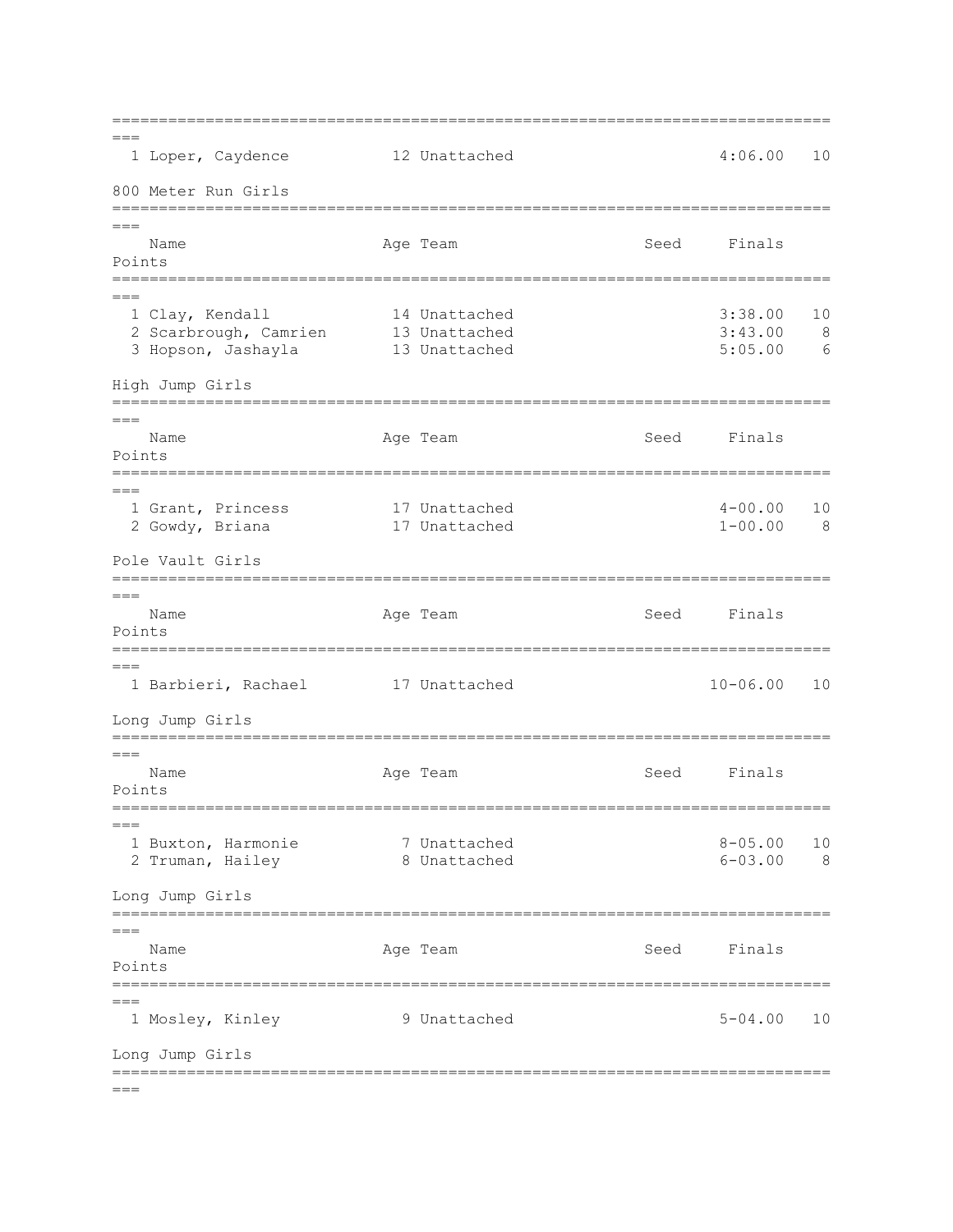| Place | Name | Age | Team | Seed | Finals | Points |
|---|---|---|---|---|---|---|
| 1 | Loper, Caydence | 12 | Unattached | | 4:06.00 | 10 |

### 800 Meter Run Girls

| Place | Name | Age | Team | Seed | Finals | Points |
|---|---|---|---|---|---|---|
| 1 | Clay, Kendall | 14 | Unattached | | 3:38.00 | 10 |
| 2 | Scarbrough, Camrien | 13 | Unattached | | 3:43.00 | 8 |
| 3 | Hopson, Jashayla | 13 | Unattached | | 5:05.00 | 6 |

### High Jump Girls

| Place | Name | Age | Team | Seed | Finals | Points |
|---|---|---|---|---|---|---|
| 1 | Grant, Princess | 17 | Unattached | | 4-00.00 | 10 |
| 2 | Gowdy, Briana | 17 | Unattached | | 1-00.00 | 8 |

### Pole Vault Girls

| Place | Name | Age | Team | Seed | Finals | Points |
|---|---|---|---|---|---|---|
| 1 | Barbieri, Rachael | 17 | Unattached | | 10-06.00 | 10 |

### Long Jump Girls

| Place | Name | Age | Team | Seed | Finals | Points |
|---|---|---|---|---|---|---|
| 1 | Buxton, Harmonie | 7 | Unattached | | 8-05.00 | 10 |
| 2 | Truman, Hailey | 8 | Unattached | | 6-03.00 | 8 |

### Long Jump Girls

| Place | Name | Age | Team | Seed | Finals | Points |
|---|---|---|---|---|---|---|
| 1 | Mosley, Kinley | 9 | Unattached | | 5-04.00 | 10 |

### Long Jump Girls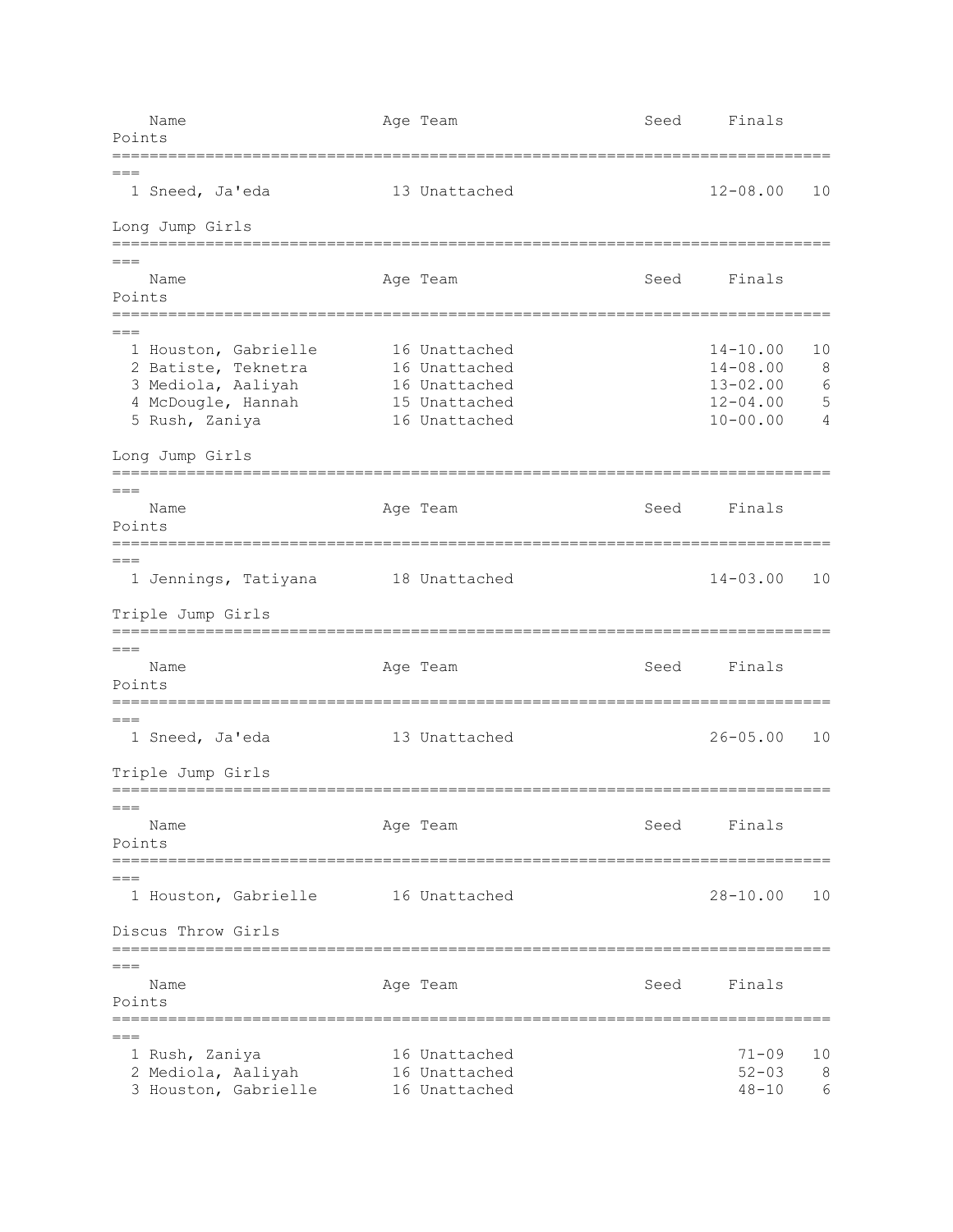| Name | Age | Team | Seed | Finals | Points |
|---|---|---|---|---|---|
| 1 Sneed, Ja'eda | 13 | Unattached | | 12-08.00 | 10 |

## Long Jump Girls

| Name | Age | Team | Seed | Finals | Points |
|---|---|---|---|---|---|
| 1 Houston, Gabrielle | 16 | Unattached | | 14-10.00 | 10 |
| 2 Batiste, Teknetra | 16 | Unattached | | 14-08.00 | 8 |
| 3 Mediola, Aaliyah | 16 | Unattached | | 13-02.00 | 6 |
| 4 McDougle, Hannah | 15 | Unattached | | 12-04.00 | 5 |
| 5 Rush, Zaniya | 16 | Unattached | | 10-00.00 | 4 |

## Long Jump Girls

| Name | Age | Team | Seed | Finals | Points |
|---|---|---|---|---|---|
| 1 Jennings, Tatiyana | 18 | Unattached | | 14-03.00 | 10 |

## Triple Jump Girls

| Name | Age | Team | Seed | Finals | Points |
|---|---|---|---|---|---|
| 1 Sneed, Ja'eda | 13 | Unattached | | 26-05.00 | 10 |

## Triple Jump Girls

| Name | Age | Team | Seed | Finals | Points |
|---|---|---|---|---|---|
| 1 Houston, Gabrielle | 16 | Unattached | | 28-10.00 | 10 |

## Discus Throw Girls

| Name | Age | Team | Seed | Finals | Points |
|---|---|---|---|---|---|
| 1 Rush, Zaniya | 16 | Unattached | | 71-09 | 10 |
| 2 Mediola, Aaliyah | 16 | Unattached | | 52-03 | 8 |
| 3 Houston, Gabrielle | 16 | Unattached | | 48-10 | 6 |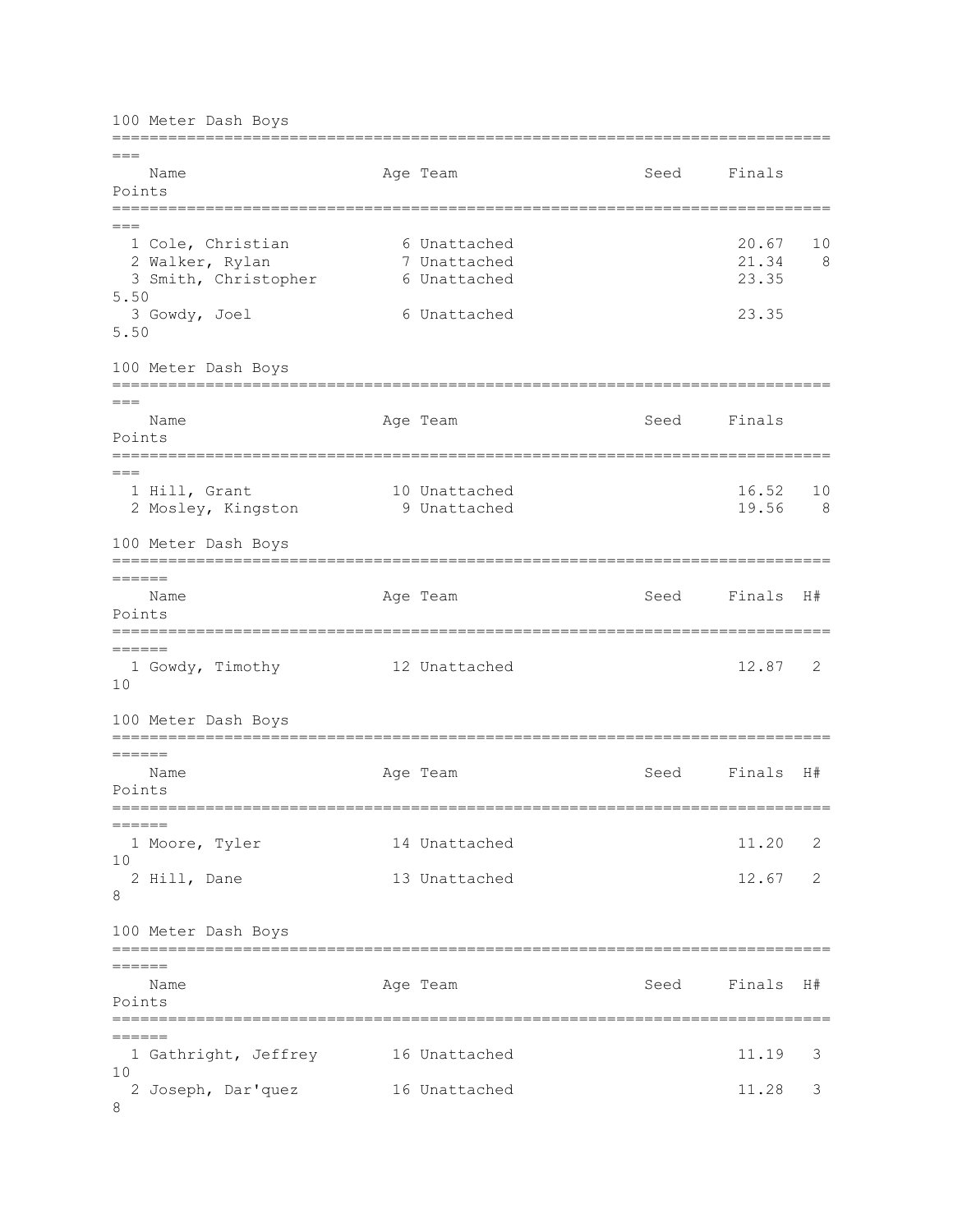## 100 Meter Dash Boys

| Place | Name | Age | Team | Seed | Finals | Points |
|---|---|---|---|---|---|---|
| 1 | Cole, Christian | 6 | Unattached | | 20.67 | 10 |
| 2 | Walker, Rylan | 7 | Unattached | | 21.34 | 8 |
| 3 | Smith, Christopher | 6 | Unattached | | 23.35 | 5.50 |
| 3 | Gowdy, Joel | 6 | Unattached | | 23.35 | 5.50 |

## 100 Meter Dash Boys

| Place | Name | Age | Team | Seed | Finals | Points |
|---|---|---|---|---|---|---|
| 1 | Hill, Grant | 10 | Unattached | | 16.52 | 10 |
| 2 | Mosley, Kingston | 9 | Unattached | | 19.56 | 8 |

## 100 Meter Dash Boys

| Place | Name | Age | Team | Seed | Finals | H# | Points |
|---|---|---|---|---|---|---|---|
| 1 | Gowdy, Timothy | 12 | Unattached | | 12.87 | 2 | 10 |

## 100 Meter Dash Boys

| Place | Name | Age | Team | Seed | Finals | H# | Points |
|---|---|---|---|---|---|---|---|
| 1 | Moore, Tyler | 14 | Unattached | | 11.20 | 2 | 10 |
| 2 | Hill, Dane | 13 | Unattached | | 12.67 | 2 | 8 |

## 100 Meter Dash Boys

| Place | Name | Age | Team | Seed | Finals | H# | Points |
|---|---|---|---|---|---|---|---|
| 1 | Gathright, Jeffrey | 16 | Unattached | | 11.19 | 3 | 10 |
| 2 | Joseph, Dar'quez | 16 | Unattached | | 11.28 | 3 | 8 |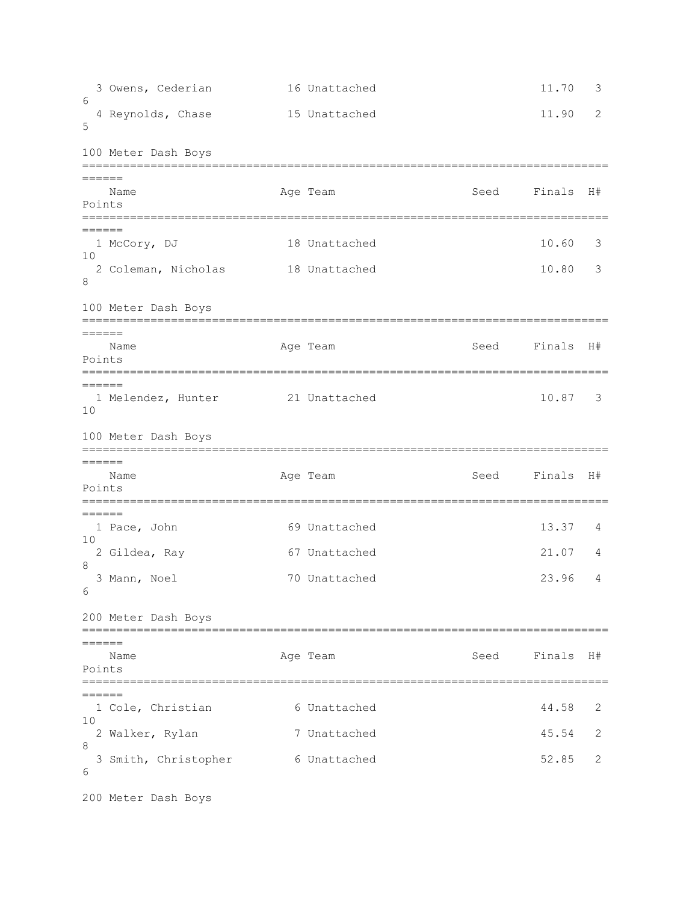| Place | Name | Age | Team | Seed | Finals | H# | Points |
|---|---|---|---|---|---|---|---|
| 3 | Owens, Cederian | 16 | Unattached | | 11.70 | 3 | 6 |
| 4 | Reynolds, Chase | 15 | Unattached | | 11.90 | 2 | 5 |

## 100 Meter Dash Boys

| Place | Name | Age | Team | Seed | Finals | H# | Points |
|---|---|---|---|---|---|---|---|
| 1 | McCory, DJ | 18 | Unattached | | 10.60 | 3 | 10 |
| 2 | Coleman, Nicholas | 18 | Unattached | | 10.80 | 3 | 8 |

## 100 Meter Dash Boys

| Place | Name | Age | Team | Seed | Finals | H# | Points |
|---|---|---|---|---|---|---|---|
| 1 | Melendez, Hunter | 21 | Unattached | | 10.87 | 3 | 10 |

## 100 Meter Dash Boys

| Place | Name | Age | Team | Seed | Finals | H# | Points |
|---|---|---|---|---|---|---|---|
| 1 | Pace, John | 69 | Unattached | | 13.37 | 4 | 10 |
| 2 | Gildea, Ray | 67 | Unattached | | 21.07 | 4 | 8 |
| 3 | Mann, Noel | 70 | Unattached | | 23.96 | 4 | 6 |

## 200 Meter Dash Boys

| Place | Name | Age | Team | Seed | Finals | H# | Points |
|---|---|---|---|---|---|---|---|
| 1 | Cole, Christian | 6 | Unattached | | 44.58 | 2 | 10 |
| 2 | Walker, Rylan | 7 | Unattached | | 45.54 | 2 | 8 |
| 3 | Smith, Christopher | 6 | Unattached | | 52.85 | 2 | 6 |

## 200 Meter Dash Boys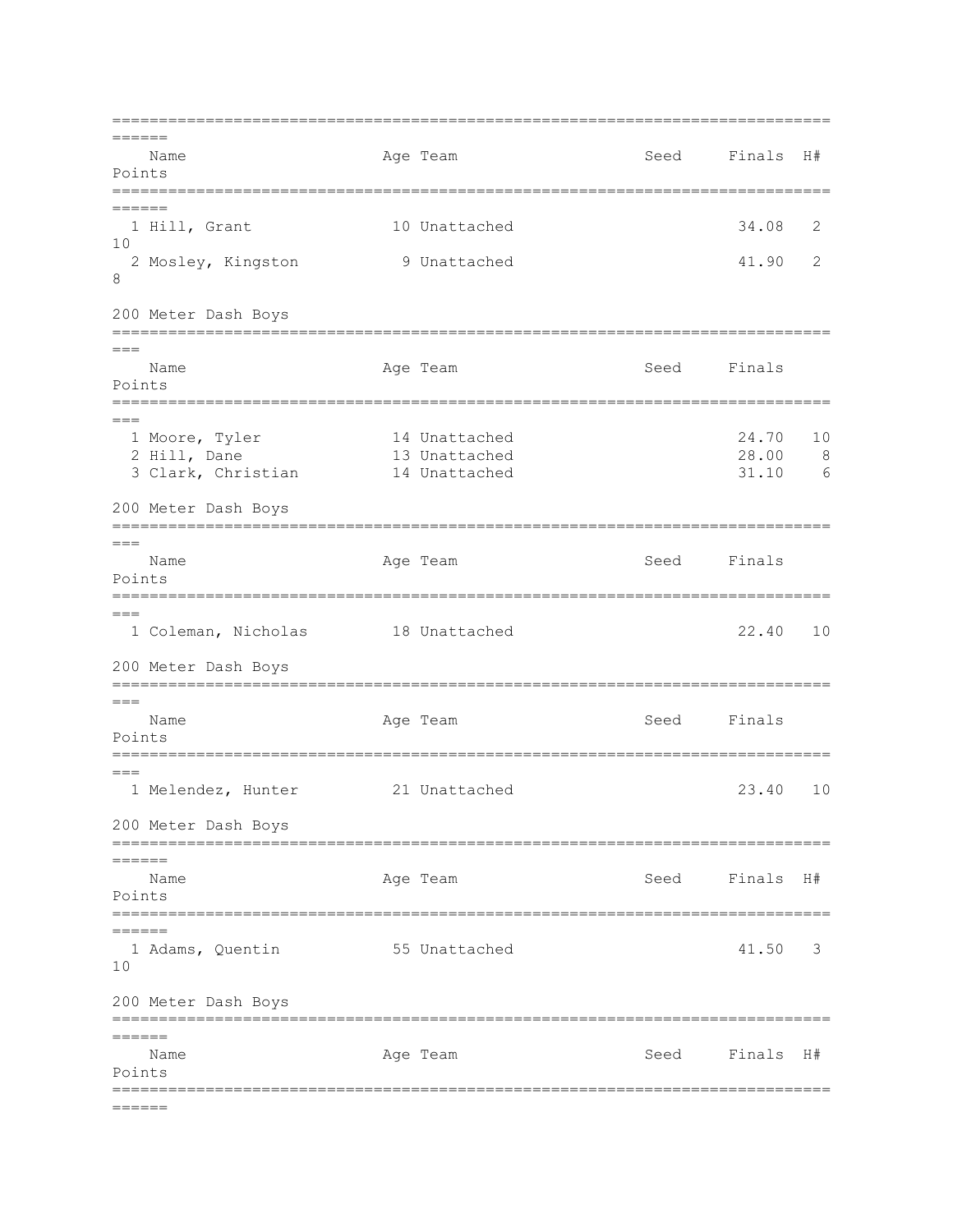| | Name | Age | Team | Seed | Finals | H# | Points |
|---|---|---|---|---|---|---|---|
| 1 | Hill, Grant | 10 | Unattached | | 34.08 | 2 | 10 |
| 2 | Mosley, Kingston | 9 | Unattached | | 41.90 | 2 | 8 |

200 Meter Dash Boys

| | Name | Age | Team | Seed | Finals | Points |
|---|---|---|---|---|---|---|
| 1 | Moore, Tyler | 14 | Unattached | | 24.70 | 10 |
| 2 | Hill, Dane | 13 | Unattached | | 28.00 | 8 |
| 3 | Clark, Christian | 14 | Unattached | | 31.10 | 6 |

200 Meter Dash Boys

| | Name | Age | Team | Seed | Finals | Points |
|---|---|---|---|---|---|---|
| 1 | Coleman, Nicholas | 18 | Unattached | | 22.40 | 10 |

200 Meter Dash Boys

| | Name | Age | Team | Seed | Finals | Points |
|---|---|---|---|---|---|---|
| 1 | Melendez, Hunter | 21 | Unattached | | 23.40 | 10 |

200 Meter Dash Boys

| | Name | Age | Team | Seed | Finals | H# | Points |
|---|---|---|---|---|---|---|---|
| 1 | Adams, Quentin | 55 | Unattached | | 41.50 | 3 | 10 |

200 Meter Dash Boys

| | Name | Age | Team | Seed | Finals | H# | Points |
|---|---|---|---|---|---|---|---|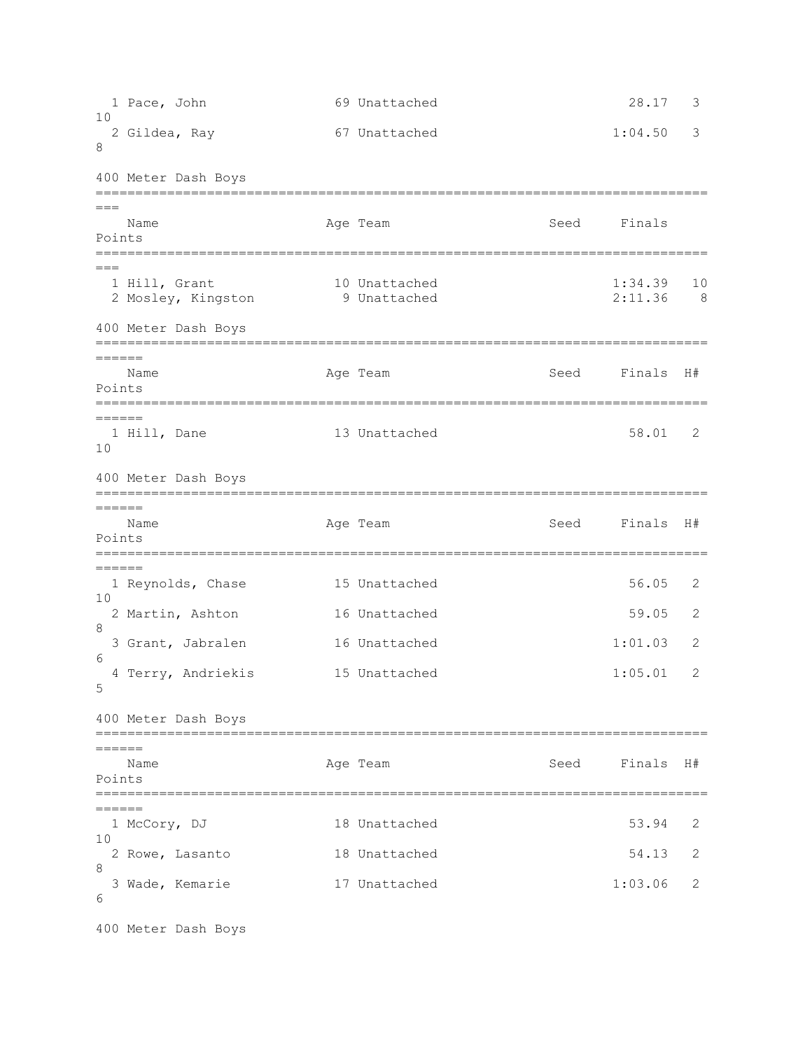| Place | Name | Age | Team | Seed | Finals | H# | Points |
|---|---|---|---|---|---|---|---|
| 1 | Pace, John | 69 | Unattached | | 28.17 | 3 | 10 |
| 2 | Gildea, Ray | 67 | Unattached | | 1:04.50 | 3 | 8 |

## 400 Meter Dash Boys

| Place | Name | Age | Team | Seed | Finals | Points |
|---|---|---|---|---|---|---|
| 1 | Hill, Grant | 10 | Unattached | | 1:34.39 | 10 |
| 2 | Mosley, Kingston | 9 | Unattached | | 2:11.36 | 8 |

## 400 Meter Dash Boys

| Place | Name | Age | Team | Seed | Finals | H# | Points |
|---|---|---|---|---|---|---|---|
| 1 | Hill, Dane | 13 | Unattached | | 58.01 | 2 | 10 |

## 400 Meter Dash Boys

| Place | Name | Age | Team | Seed | Finals | H# | Points |
|---|---|---|---|---|---|---|---|
| 1 | Reynolds, Chase | 15 | Unattached | | 56.05 | 2 | 10 |
| 2 | Martin, Ashton | 16 | Unattached | | 59.05 | 2 | 8 |
| 3 | Grant, Jabralen | 16 | Unattached | | 1:01.03 | 2 | 6 |
| 4 | Terry, Andriekis | 15 | Unattached | | 1:05.01 | 2 | 5 |

## 400 Meter Dash Boys

| Place | Name | Age | Team | Seed | Finals | H# | Points |
|---|---|---|---|---|---|---|---|
| 1 | McCory, DJ | 18 | Unattached | | 53.94 | 2 | 10 |
| 2 | Rowe, Lasanto | 18 | Unattached | | 54.13 | 2 | 8 |
| 3 | Wade, Kemarie | 17 | Unattached | | 1:03.06 | 2 | 6 |

## 400 Meter Dash Boys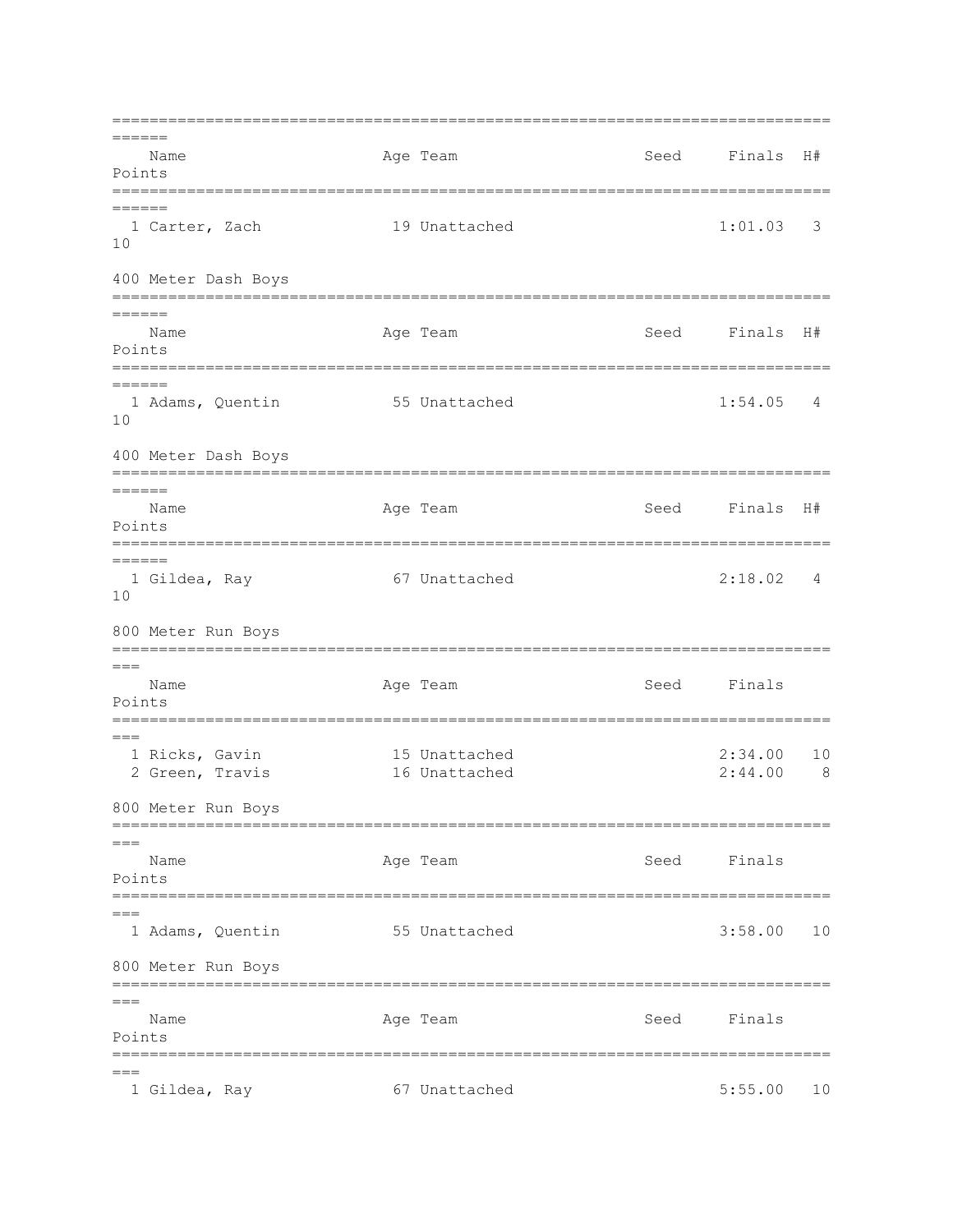| | Name | Age | Team | Seed | Finals | H# | Points |
|---|---|---|---|---|---|---|---|
| 1 | Carter, Zach | 19 | Unattached | | 1:01.03 | 3 | 10 |

## 400 Meter Dash Boys

| | Name | Age | Team | Seed | Finals | H# | Points |
|---|---|---|---|---|---|---|---|
| 1 | Adams, Quentin | 55 | Unattached | | 1:54.05 | 4 | 10 |

## 400 Meter Dash Boys

| | Name | Age | Team | Seed | Finals | H# | Points |
|---|---|---|---|---|---|---|---|
| 1 | Gildea, Ray | 67 | Unattached | | 2:18.02 | 4 | 10 |

## 800 Meter Run Boys

| | Name | Age | Team | Seed | Finals | Points |
|---|---|---|---|---|---|---|
| 1 | Ricks, Gavin | 15 | Unattached | | 2:34.00 | 10 |
| 2 | Green, Travis | 16 | Unattached | | 2:44.00 | 8 |

## 800 Meter Run Boys

| | Name | Age | Team | Seed | Finals | Points |
|---|---|---|---|---|---|---|
| 1 | Adams, Quentin | 55 | Unattached | | 3:58.00 | 10 |

## 800 Meter Run Boys

| | Name | Age | Team | Seed | Finals | Points |
|---|---|---|---|---|---|---|
| 1 | Gildea, Ray | 67 | Unattached | | 5:55.00 | 10 |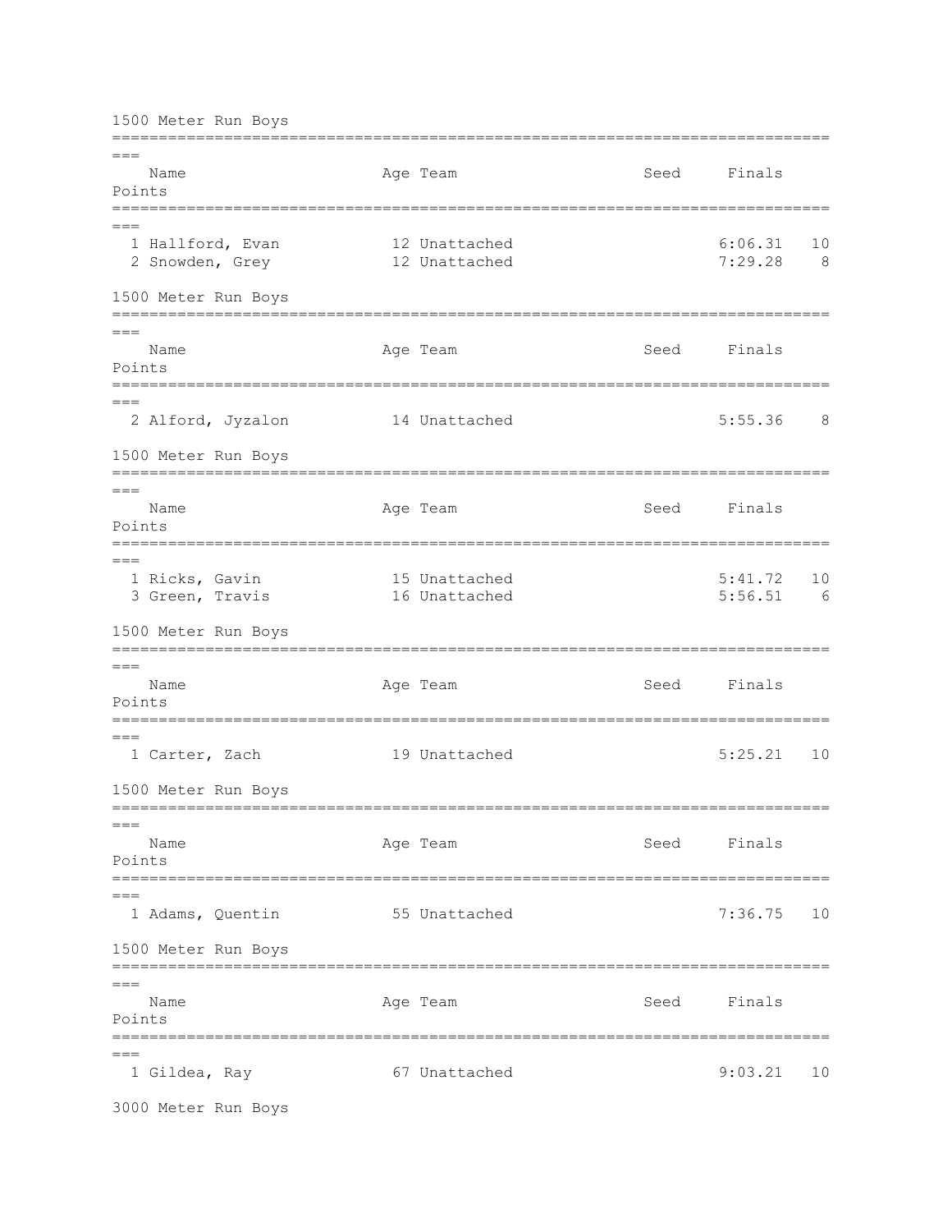## 1500 Meter Run Boys

| Place | Name | Age | Team | Seed | Finals | Points |
|---|---|---|---|---|---|---|
| 1 | Hallford, Evan | 12 | Unattached | | 6:06.31 | 10 |
| 2 | Snowden, Grey | 12 | Unattached | | 7:29.28 | 8 |

## 1500 Meter Run Boys

| Place | Name | Age | Team | Seed | Finals | Points |
|---|---|---|---|---|---|---|
| 2 | Alford, Jyzalon | 14 | Unattached | | 5:55.36 | 8 |

## 1500 Meter Run Boys

| Place | Name | Age | Team | Seed | Finals | Points |
|---|---|---|---|---|---|---|
| 1 | Ricks, Gavin | 15 | Unattached | | 5:41.72 | 10 |
| 3 | Green, Travis | 16 | Unattached | | 5:56.51 | 6 |

## 1500 Meter Run Boys

| Place | Name | Age | Team | Seed | Finals | Points |
|---|---|---|---|---|---|---|
| 1 | Carter, Zach | 19 | Unattached | | 5:25.21 | 10 |

## 1500 Meter Run Boys

| Place | Name | Age | Team | Seed | Finals | Points |
|---|---|---|---|---|---|---|
| 1 | Adams, Quentin | 55 | Unattached | | 7:36.75 | 10 |

## 1500 Meter Run Boys

| Place | Name | Age | Team | Seed | Finals | Points |
|---|---|---|---|---|---|---|
| 1 | Gildea, Ray | 67 | Unattached | | 9:03.21 | 10 |

## 3000 Meter Run Boys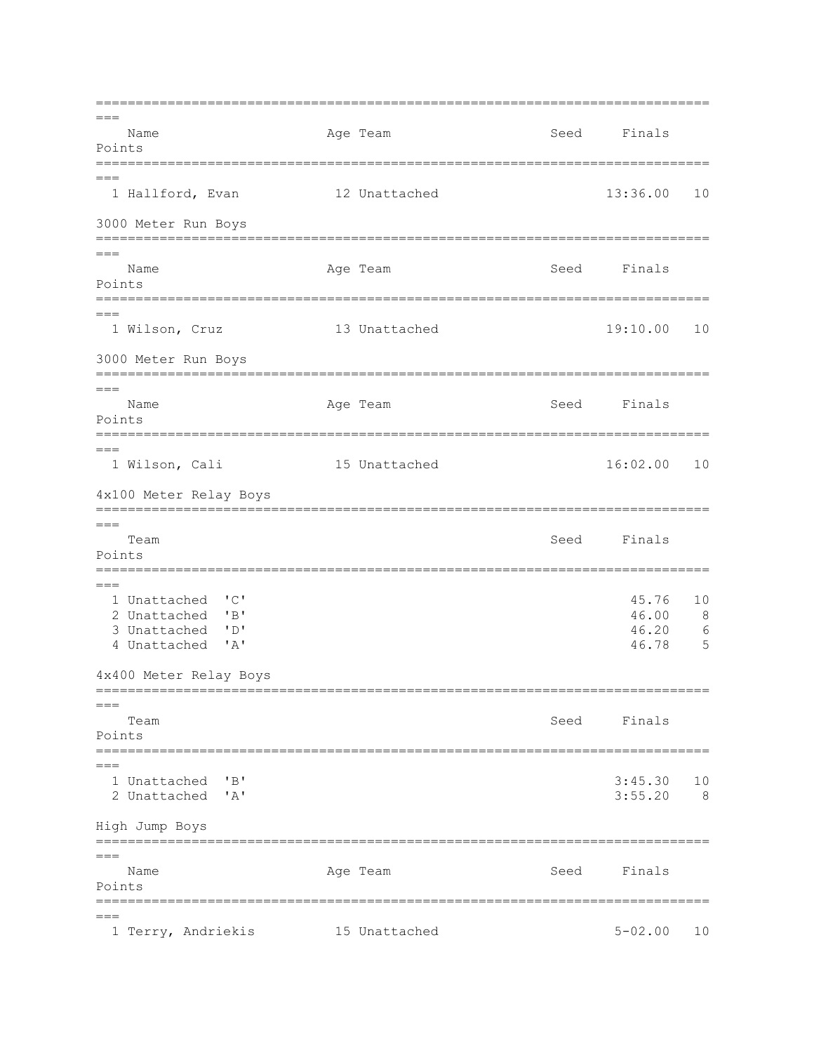| | Name | Age | Team | Seed | Finals | Points |
|---|---|---|---|---|---|---|
| 1 | Hallford, Evan | 12 | Unattached | | 13:36.00 | 10 |

## 3000 Meter Run Boys

| | Name | Age | Team | Seed | Finals | Points |
|---|---|---|---|---|---|---|
| 1 | Wilson, Cruz | 13 | Unattached | | 19:10.00 | 10 |

## 3000 Meter Run Boys

| | Name | Age | Team | Seed | Finals | Points |
|---|---|---|---|---|---|---|
| 1 | Wilson, Cali | 15 | Unattached | | 16:02.00 | 10 |

## 4x100 Meter Relay Boys

| | Team | Seed | Finals | Points |
|---|---|---|---|---|
| 1 | Unattached 'C' | | 45.76 | 10 |
| 2 | Unattached 'B' | | 46.00 | 8 |
| 3 | Unattached 'D' | | 46.20 | 6 |
| 4 | Unattached 'A' | | 46.78 | 5 |

## 4x400 Meter Relay Boys

| | Team | Seed | Finals | Points |
|---|---|---|---|---|
| 1 | Unattached 'B' | | 3:45.30 | 10 |
| 2 | Unattached 'A' | | 3:55.20 | 8 |

## High Jump Boys

| | Name | Age | Team | Seed | Finals | Points |
|---|---|---|---|---|---|---|
| 1 | Terry, Andriekis | 15 | Unattached | | 5-02.00 | 10 |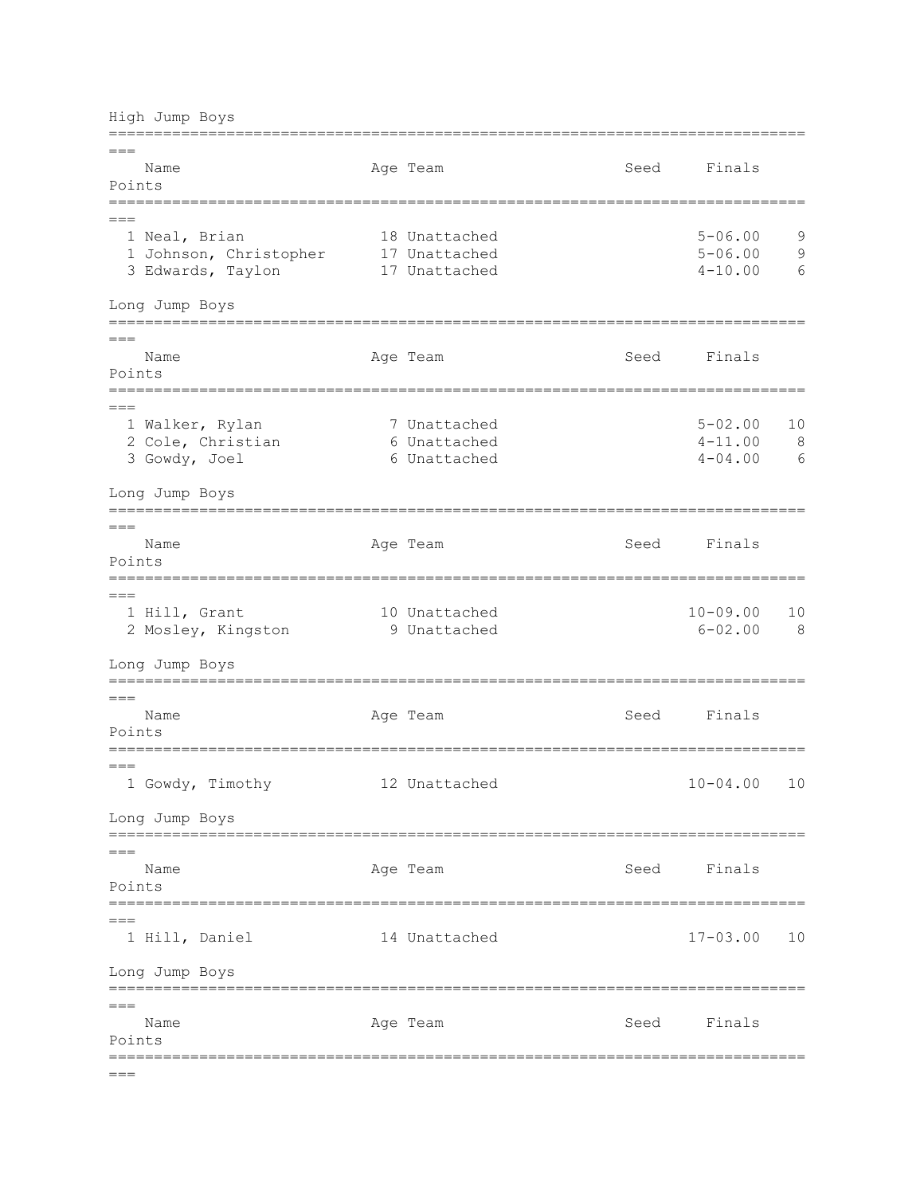## High Jump Boys

| Place | Name | Age | Team | Seed | Finals | Points |
|---|---|---|---|---|---|---|
| 1 | Neal, Brian | 18 | Unattached | | 5-06.00 | 9 |
| 1 | Johnson, Christopher | 17 | Unattached | | 5-06.00 | 9 |
| 3 | Edwards, Taylon | 17 | Unattached | | 4-10.00 | 6 |

## Long Jump Boys

| Place | Name | Age | Team | Seed | Finals | Points |
|---|---|---|---|---|---|---|
| 1 | Walker, Rylan | 7 | Unattached | | 5-02.00 | 10 |
| 2 | Cole, Christian | 6 | Unattached | | 4-11.00 | 8 |
| 3 | Gowdy, Joel | 6 | Unattached | | 4-04.00 | 6 |

## Long Jump Boys

| Place | Name | Age | Team | Seed | Finals | Points |
|---|---|---|---|---|---|---|
| 1 | Hill, Grant | 10 | Unattached | | 10-09.00 | 10 |
| 2 | Mosley, Kingston | 9 | Unattached | | 6-02.00 | 8 |

## Long Jump Boys

| Place | Name | Age | Team | Seed | Finals | Points |
|---|---|---|---|---|---|---|
| 1 | Gowdy, Timothy | 12 | Unattached | | 10-04.00 | 10 |

## Long Jump Boys

| Place | Name | Age | Team | Seed | Finals | Points |
|---|---|---|---|---|---|---|
| 1 | Hill, Daniel | 14 | Unattached | | 17-03.00 | 10 |

## Long Jump Boys

| Place | Name | Age | Team | Seed | Finals | Points |
|---|---|---|---|---|---|---|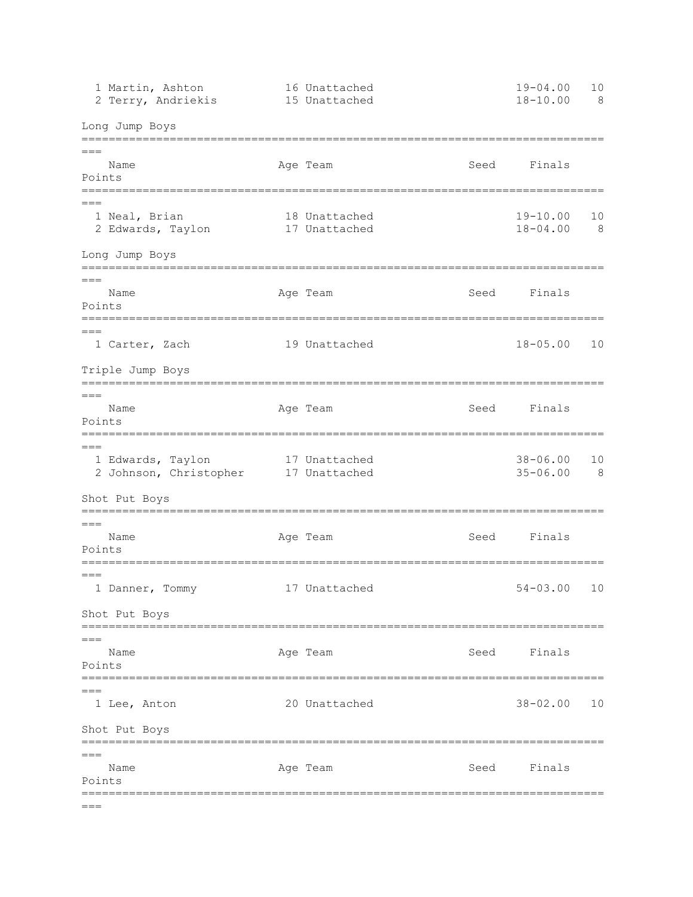| Place | Name | Age | Team | Seed | Finals | Points |
|---|---|---|---|---|---|---|
| 1 | Martin, Ashton | 16 | Unattached | | 19-04.00 | 10 |
| 2 | Terry, Andriekis | 15 | Unattached | | 18-10.00 | 8 |

Long Jump Boys

| Place | Name | Age | Team | Seed | Finals | Points |
|---|---|---|---|---|---|---|
| 1 | Neal, Brian | 18 | Unattached | | 19-10.00 | 10 |
| 2 | Edwards, Taylon | 17 | Unattached | | 18-04.00 | 8 |

Long Jump Boys

| Place | Name | Age | Team | Seed | Finals | Points |
|---|---|---|---|---|---|---|
| 1 | Carter, Zach | 19 | Unattached | | 18-05.00 | 10 |

Triple Jump Boys

| Place | Name | Age | Team | Seed | Finals | Points |
|---|---|---|---|---|---|---|
| 1 | Edwards, Taylon | 17 | Unattached | | 38-06.00 | 10 |
| 2 | Johnson, Christopher | 17 | Unattached | | 35-06.00 | 8 |

Shot Put Boys

| Place | Name | Age | Team | Seed | Finals | Points |
|---|---|---|---|---|---|---|
| 1 | Danner, Tommy | 17 | Unattached | | 54-03.00 | 10 |

Shot Put Boys

| Place | Name | Age | Team | Seed | Finals | Points |
|---|---|---|---|---|---|---|
| 1 | Lee, Anton | 20 | Unattached | | 38-02.00 | 10 |

Shot Put Boys

| Place | Name | Age | Team | Seed | Finals | Points |
|---|---|---|---|---|---|---|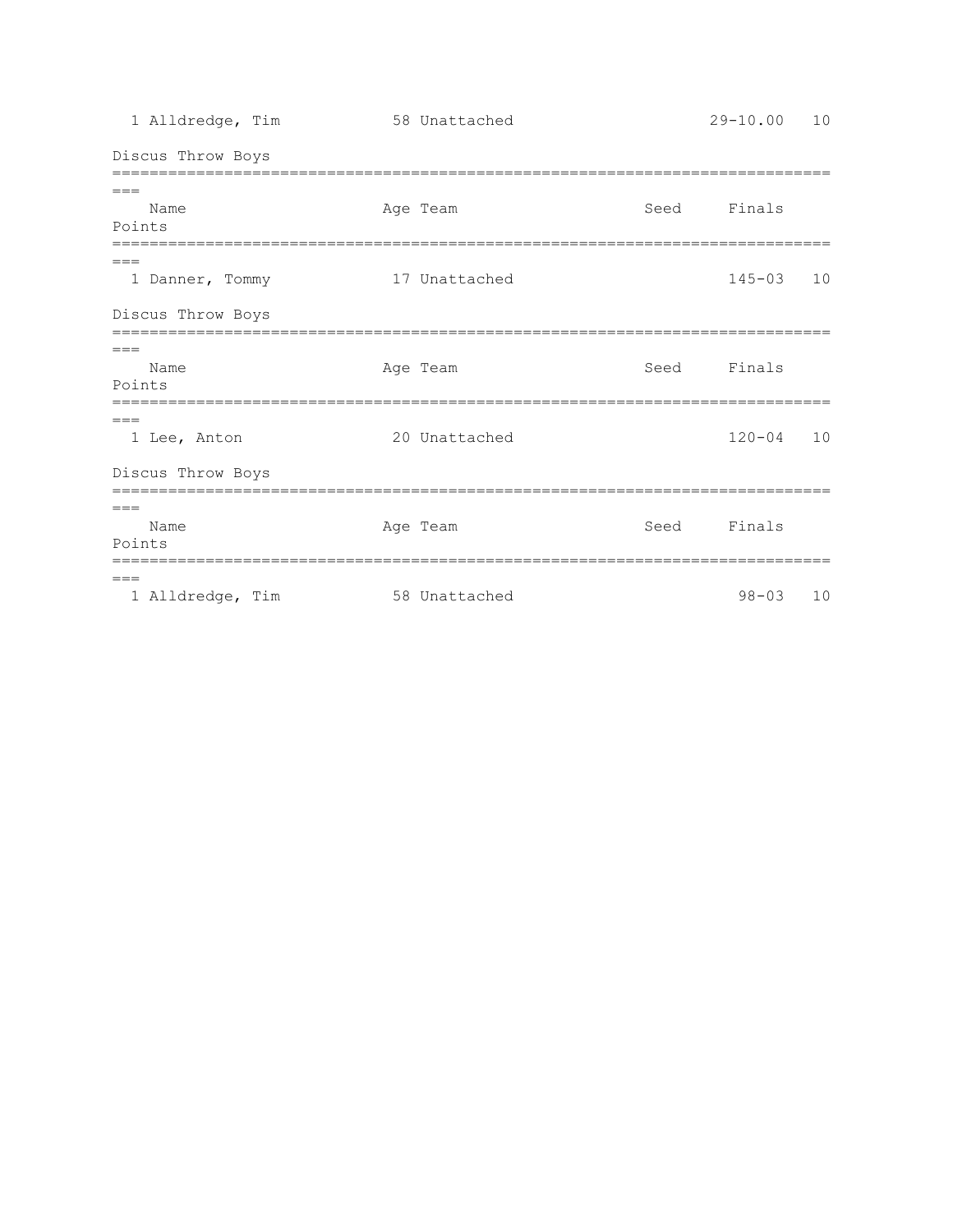| | | | | | |
|---|---|---|---|---|---|
| 1 | Alldredge, Tim | 58 Unattached | | 29-10.00 | 10 |

Discus Throw Boys

| | Name | Age Team | Seed | Finals | Points |
|---|---|---|---|---|---|
| 1 | Danner, Tommy | 17 Unattached | | 145-03 | 10 |

Discus Throw Boys

| | Name | Age Team | Seed | Finals | Points |
|---|---|---|---|---|---|
| 1 | Lee, Anton | 20 Unattached | | 120-04 | 10 |

Discus Throw Boys

| | Name | Age Team | Seed | Finals | Points |
|---|---|---|---|---|---|
| 1 | Alldredge, Tim | 58 Unattached | | 98-03 | 10 |